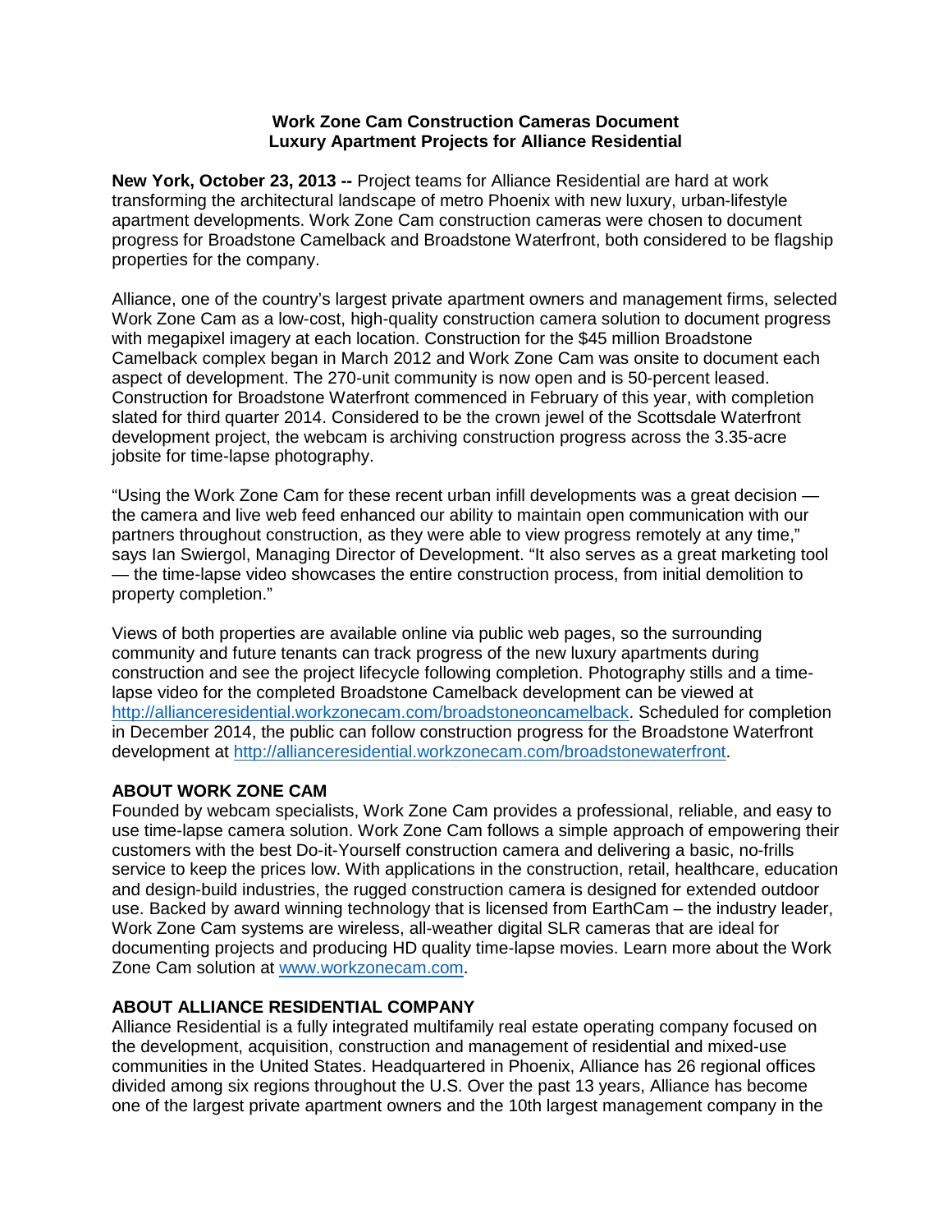**Work Zone Cam Construction Cameras Document Luxury Apartment Projects for Alliance Residential**

**New York, October 23, 2013 --** Project teams for Alliance Residential are hard at work transforming the architectural landscape of metro Phoenix with new luxury, urban-lifestyle apartment developments. Work Zone Cam construction cameras were chosen to document progress for Broadstone Camelback and Broadstone Waterfront, both considered to be flagship properties for the company.

Alliance, one of the country's largest private apartment owners and management firms, selected Work Zone Cam as a low-cost, high-quality construction camera solution to document progress with megapixel imagery at each location. Construction for the $45 million Broadstone Camelback complex began in March 2012 and Work Zone Cam was onsite to document each aspect of development. The 270-unit community is now open and is 50-percent leased. Construction for Broadstone Waterfront commenced in February of this year, with completion slated for third quarter 2014. Considered to be the crown jewel of the Scottsdale Waterfront development project, the webcam is archiving construction progress across the 3.35-acre jobsite for time-lapse photography.

"Using the Work Zone Cam for these recent urban infill developments was a great decision — the camera and live web feed enhanced our ability to maintain open communication with our partners throughout construction, as they were able to view progress remotely at any time," says Ian Swiergol, Managing Director of Development. "It also serves as a great marketing tool — the time-lapse video showcases the entire construction process, from initial demolition to property completion."

Views of both properties are available online via public web pages, so the surrounding community and future tenants can track progress of the new luxury apartments during construction and see the project lifecycle following completion. Photography stills and a time-lapse video for the completed Broadstone Camelback development can be viewed at http://allianceresidential.workzonecam.com/broadstoneoncamelback. Scheduled for completion in December 2014, the public can follow construction progress for the Broadstone Waterfront development at http://allianceresidential.workzonecam.com/broadstonewaterfront.

**ABOUT WORK ZONE CAM**

Founded by webcam specialists, Work Zone Cam provides a professional, reliable, and easy to use time-lapse camera solution. Work Zone Cam follows a simple approach of empowering their customers with the best Do-it-Yourself construction camera and delivering a basic, no-frills service to keep the prices low. With applications in the construction, retail, healthcare, education and design-build industries, the rugged construction camera is designed for extended outdoor use. Backed by award winning technology that is licensed from EarthCam – the industry leader, Work Zone Cam systems are wireless, all-weather digital SLR cameras that are ideal for documenting projects and producing HD quality time-lapse movies. Learn more about the Work Zone Cam solution at www.workzonecam.com.

**ABOUT ALLIANCE RESIDENTIAL COMPANY**

Alliance Residential is a fully integrated multifamily real estate operating company focused on the development, acquisition, construction and management of residential and mixed-use communities in the United States. Headquartered in Phoenix, Alliance has 26 regional offices divided among six regions throughout the U.S. Over the past 13 years, Alliance has become one of the largest private apartment owners and the 10th largest management company in the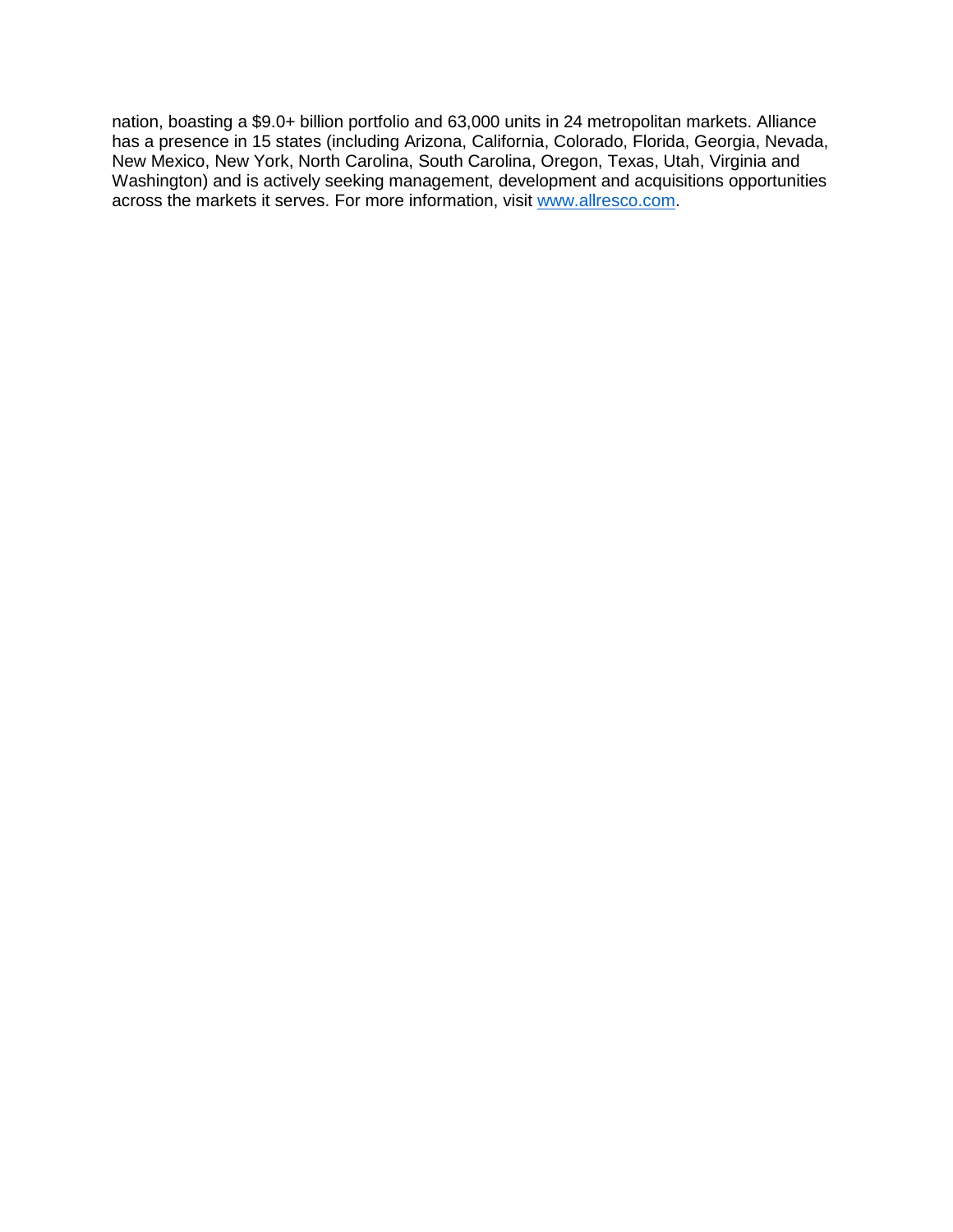nation, boasting a $9.0+ billion portfolio and 63,000 units in 24 metropolitan markets. Alliance has a presence in 15 states (including Arizona, California, Colorado, Florida, Georgia, Nevada, New Mexico, New York, North Carolina, South Carolina, Oregon, Texas, Utah, Virginia and Washington) and is actively seeking management, development and acquisitions opportunities across the markets it serves. For more information, visit [www.allresco.com](http://www.allresco.com).